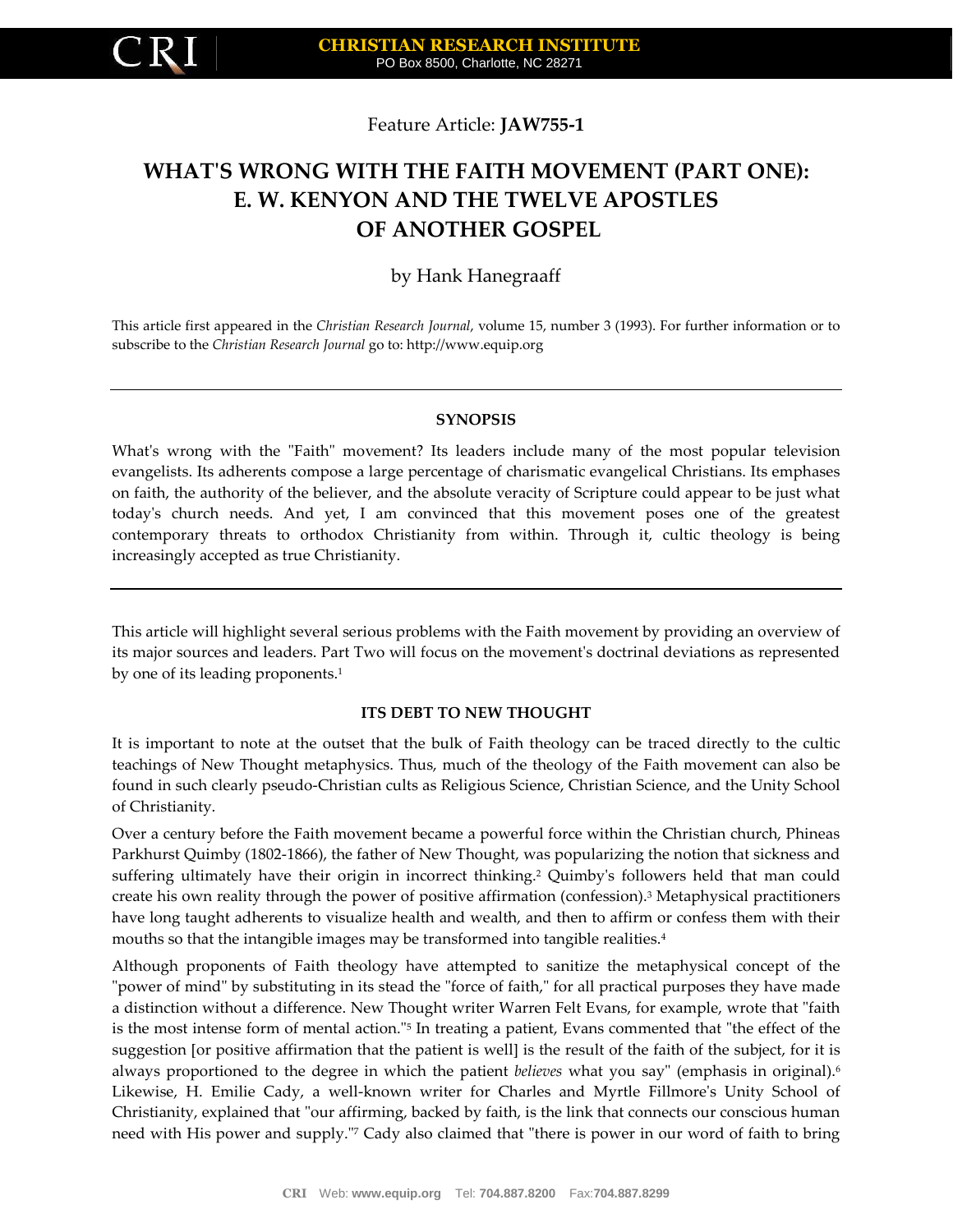Feature Article: **JAW755-1**

# WHAT'S WRONG WITH THE FAITH MOVEMENT (PART ONE): E. W. KENYON AND THE TWELVE APOSTLES OF ANOTHER GOSPEL

by Hank Hanegraaff

This article first appeared in the *Christian Research Journal*, volume 15, number 3 (1993). For further information or to subscribe to the *Christian Research Journal* go to: http://www.equip.org

---

**SYNOPSIS**

What's wrong with the "Faith" movement? Its leaders include many of the most popular television evangelists. Its adherents compose a large percentage of charismatic evangelical Christians. Its emphases on faith, the authority of the believer, and the absolute veracity of Scripture could appear to be just what today's church needs. And yet, I am convinced that this movement poses one of the greatest contemporary threats to orthodox Christianity from within. Through it, cultic theology is being increasingly accepted as true Christianity.

---

This article will highlight several serious problems with the Faith movement by providing an overview of its major sources and leaders. Part Two will focus on the movement's doctrinal deviations as represented by one of its leading proponents.[1]

## ITS DEBT TO NEW THOUGHT

It is important to note at the outset that the bulk of Faith theology can be traced directly to the cultic teachings of New Thought metaphysics. Thus, much of the theology of the Faith movement can also be found in such clearly pseudo-Christian cults as Religious Science, Christian Science, and the Unity School of Christianity.

Over a century before the Faith movement became a powerful force within the Christian church, Phineas Parkhurst Quimby (1802-1866), the father of New Thought, was popularizing the notion that sickness and suffering ultimately have their origin in incorrect thinking.[2] Quimby's followers held that man could create his own reality through the power of positive affirmation (confession).[3] Metaphysical practitioners have long taught adherents to visualize health and wealth, and then to affirm or confess them with their mouths so that the intangible images may be transformed into tangible realities.[4]

Although proponents of Faith theology have attempted to sanitize the metaphysical concept of the "power of mind" by substituting in its stead the "force of faith," for all practical purposes they have made a distinction without a difference. New Thought writer Warren Felt Evans, for example, wrote that "faith is the most intense form of mental action."[5] In treating a patient, Evans commented that "the effect of the suggestion [or positive affirmation that the patient is well] is the result of the faith of the subject, for it is always proportioned to the degree in which the patient *believes* what you say" (emphasis in original).[6] Likewise, H. Emilie Cady, a well-known writer for Charles and Myrtle Fillmore's Unity School of Christianity, explained that "our affirming, backed by faith, is the link that connects our conscious human need with His power and supply."[7] Cady also claimed that "there is power in our word of faith to bring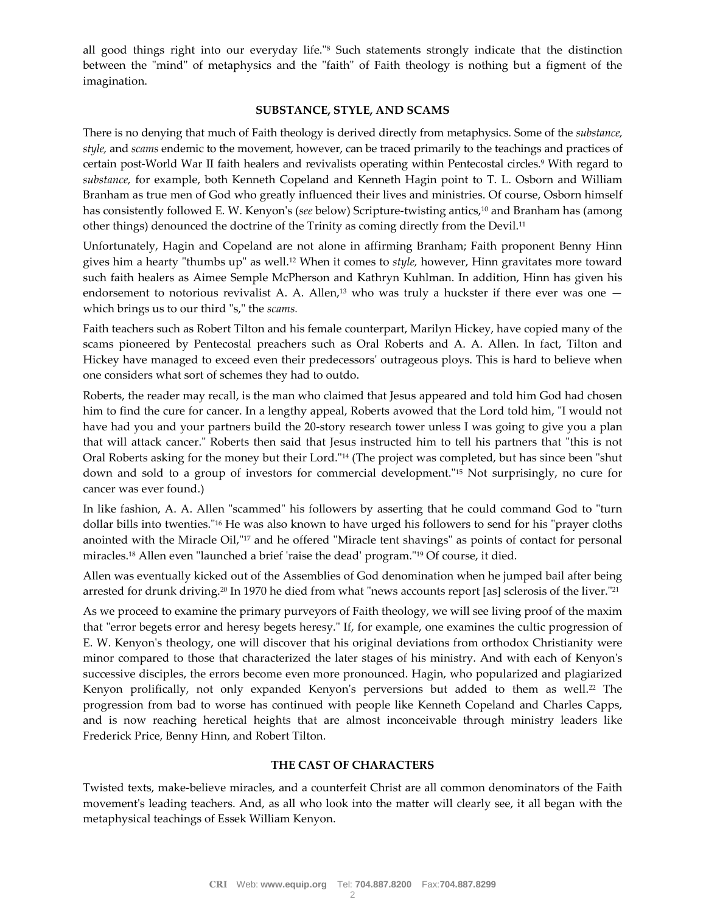all good things right into our everyday life."[8] Such statements strongly indicate that the distinction between the "mind" of metaphysics and the "faith" of Faith theology is nothing but a figment of the imagination.

## SUBSTANCE, STYLE, AND SCAMS

There is no denying that much of Faith theology is derived directly from metaphysics. Some of the *substance, style,* and *scams* endemic to the movement, however, can be traced primarily to the teachings and practices of certain post-World War II faith healers and revivalists operating within Pentecostal circles.[9] With regard to *substance,* for example, both Kenneth Copeland and Kenneth Hagin point to T. L. Osborn and William Branham as true men of God who greatly influenced their lives and ministries. Of course, Osborn himself has consistently followed E. W. Kenyon's (*see* below) Scripture-twisting antics,[10] and Branham has (among other things) denounced the doctrine of the Trinity as coming directly from the Devil.[11]

Unfortunately, Hagin and Copeland are not alone in affirming Branham; Faith proponent Benny Hinn gives him a hearty "thumbs up" as well.[12] When it comes to *style,* however, Hinn gravitates more toward such faith healers as Aimee Semple McPherson and Kathryn Kuhlman. In addition, Hinn has given his endorsement to notorious revivalist A. A. Allen,[13] who was truly a huckster if there ever was one — which brings us to our third "s," the *scams.*

Faith teachers such as Robert Tilton and his female counterpart, Marilyn Hickey, have copied many of the scams pioneered by Pentecostal preachers such as Oral Roberts and A. A. Allen. In fact, Tilton and Hickey have managed to exceed even their predecessors' outrageous ploys. This is hard to believe when one considers what sort of schemes they had to outdo.

Roberts, the reader may recall, is the man who claimed that Jesus appeared and told him God had chosen him to find the cure for cancer. In a lengthy appeal, Roberts avowed that the Lord told him, "I would not have had you and your partners build the 20-story research tower unless I was going to give you a plan that will attack cancer." Roberts then said that Jesus instructed him to tell his partners that "this is not Oral Roberts asking for the money but their Lord."[14] (The project was completed, but has since been "shut down and sold to a group of investors for commercial development."[15] Not surprisingly, no cure for cancer was ever found.)

In like fashion, A. A. Allen "scammed" his followers by asserting that he could command God to "turn dollar bills into twenties."[16] He was also known to have urged his followers to send for his "prayer cloths anointed with the Miracle Oil,"[17] and he offered "Miracle tent shavings" as points of contact for personal miracles.[18] Allen even "launched a brief 'raise the dead' program."[19] Of course, it died.

Allen was eventually kicked out of the Assemblies of God denomination when he jumped bail after being arrested for drunk driving.[20] In 1970 he died from what "news accounts report [as] sclerosis of the liver."[21]

As we proceed to examine the primary purveyors of Faith theology, we will see living proof of the maxim that "error begets error and heresy begets heresy." If, for example, one examines the cultic progression of E. W. Kenyon's theology, one will discover that his original deviations from orthodox Christianity were minor compared to those that characterized the later stages of his ministry. And with each of Kenyon's successive disciples, the errors become even more pronounced. Hagin, who popularized and plagiarized Kenyon prolifically, not only expanded Kenyon's perversions but added to them as well.[22] The progression from bad to worse has continued with people like Kenneth Copeland and Charles Capps, and is now reaching heretical heights that are almost inconceivable through ministry leaders like Frederick Price, Benny Hinn, and Robert Tilton.

## THE CAST OF CHARACTERS

Twisted texts, make-believe miracles, and a counterfeit Christ are all common denominators of the Faith movement's leading teachers. And, as all who look into the matter will clearly see, it all began with the metaphysical teachings of Essek William Kenyon.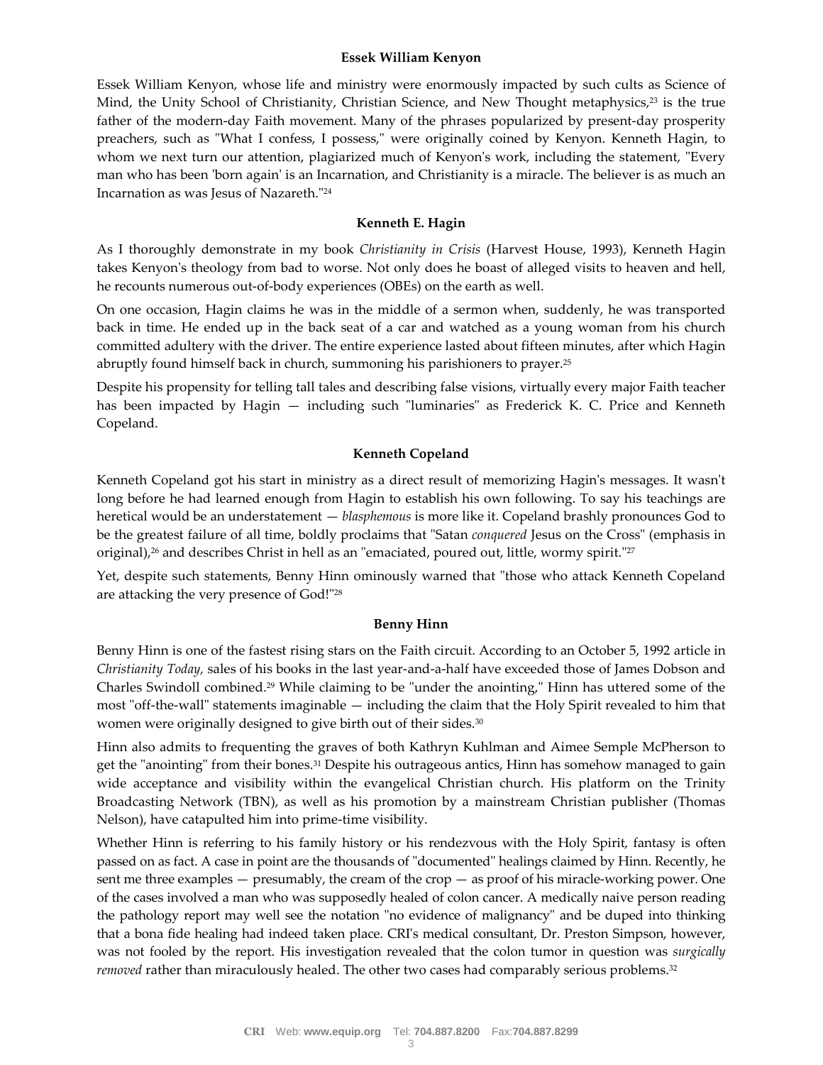### Essek William Kenyon

Essek William Kenyon, whose life and ministry were enormously impacted by such cults as Science of Mind, the Unity School of Christianity, Christian Science, and New Thought metaphysics,[23] is the true father of the modern-day Faith movement. Many of the phrases popularized by present-day prosperity preachers, such as "What I confess, I possess," were originally coined by Kenyon. Kenneth Hagin, to whom we next turn our attention, plagiarized much of Kenyon's work, including the statement, "Every man who has been 'born again' is an Incarnation, and Christianity is a miracle. The believer is as much an Incarnation as was Jesus of Nazareth."[24]

### Kenneth E. Hagin

As I thoroughly demonstrate in my book *Christianity in Crisis* (Harvest House, 1993), Kenneth Hagin takes Kenyon's theology from bad to worse. Not only does he boast of alleged visits to heaven and hell, he recounts numerous out-of-body experiences (OBEs) on the earth as well.

On one occasion, Hagin claims he was in the middle of a sermon when, suddenly, he was transported back in time. He ended up in the back seat of a car and watched as a young woman from his church committed adultery with the driver. The entire experience lasted about fifteen minutes, after which Hagin abruptly found himself back in church, summoning his parishioners to prayer.[25]

Despite his propensity for telling tall tales and describing false visions, virtually every major Faith teacher has been impacted by Hagin — including such "luminaries" as Frederick K. C. Price and Kenneth Copeland.

### Kenneth Copeland

Kenneth Copeland got his start in ministry as a direct result of memorizing Hagin's messages. It wasn't long before he had learned enough from Hagin to establish his own following. To say his teachings are heretical would be an understatement — *blasphemous* is more like it. Copeland brashly pronounces God to be the greatest failure of all time, boldly proclaims that "Satan *conquered* Jesus on the Cross" (emphasis in original),[26] and describes Christ in hell as an "emaciated, poured out, little, wormy spirit."[27]

Yet, despite such statements, Benny Hinn ominously warned that "those who attack Kenneth Copeland are attacking the very presence of God!"[28]

### Benny Hinn

Benny Hinn is one of the fastest rising stars on the Faith circuit. According to an October 5, 1992 article in *Christianity Today,* sales of his books in the last year-and-a-half have exceeded those of James Dobson and Charles Swindoll combined.[29] While claiming to be "under the anointing," Hinn has uttered some of the most "off-the-wall" statements imaginable — including the claim that the Holy Spirit revealed to him that women were originally designed to give birth out of their sides.[30]

Hinn also admits to frequenting the graves of both Kathryn Kuhlman and Aimee Semple McPherson to get the "anointing" from their bones.[31] Despite his outrageous antics, Hinn has somehow managed to gain wide acceptance and visibility within the evangelical Christian church. His platform on the Trinity Broadcasting Network (TBN), as well as his promotion by a mainstream Christian publisher (Thomas Nelson), have catapulted him into prime-time visibility.

Whether Hinn is referring to his family history or his rendezvous with the Holy Spirit, fantasy is often passed on as fact. A case in point are the thousands of "documented" healings claimed by Hinn. Recently, he sent me three examples — presumably, the cream of the crop — as proof of his miracle-working power. One of the cases involved a man who was supposedly healed of colon cancer. A medically naive person reading the pathology report may well see the notation "no evidence of malignancy" and be duped into thinking that a bona fide healing had indeed taken place. CRI's medical consultant, Dr. Preston Simpson, however, was not fooled by the report. His investigation revealed that the colon tumor in question was *surgically removed* rather than miraculously healed. The other two cases had comparably serious problems.[32]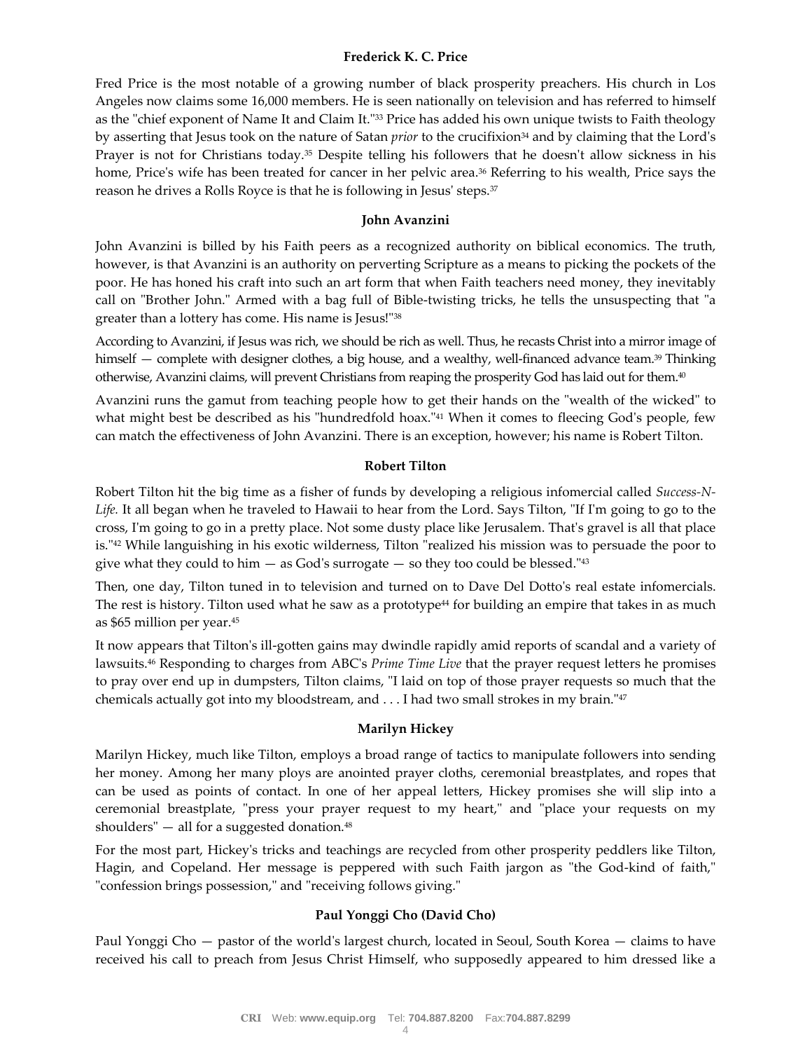### Frederick K. C. Price

Fred Price is the most notable of a growing number of black prosperity preachers. His church in Los Angeles now claims some 16,000 members. He is seen nationally on television and has referred to himself as the "chief exponent of Name It and Claim It."[33] Price has added his own unique twists to Faith theology by asserting that Jesus took on the nature of Satan *prior* to the crucifixion[34] and by claiming that the Lord's Prayer is not for Christians today.[35] Despite telling his followers that he doesn't allow sickness in his home, Price's wife has been treated for cancer in her pelvic area.[36] Referring to his wealth, Price says the reason he drives a Rolls Royce is that he is following in Jesus' steps.[37]

### John Avanzini

John Avanzini is billed by his Faith peers as a recognized authority on biblical economics. The truth, however, is that Avanzini is an authority on perverting Scripture as a means to picking the pockets of the poor. He has honed his craft into such an art form that when Faith teachers need money, they inevitably call on "Brother John." Armed with a bag full of Bible-twisting tricks, he tells the unsuspecting that "a greater than a lottery has come. His name is Jesus!"[38]

According to Avanzini, if Jesus was rich, we should be rich as well. Thus, he recasts Christ into a mirror image of himself — complete with designer clothes, a big house, and a wealthy, well-financed advance team.[39] Thinking otherwise, Avanzini claims, will prevent Christians from reaping the prosperity God has laid out for them.[40]

Avanzini runs the gamut from teaching people how to get their hands on the "wealth of the wicked" to what might best be described as his "hundredfold hoax."[41] When it comes to fleecing God's people, few can match the effectiveness of John Avanzini. There is an exception, however; his name is Robert Tilton.

### Robert Tilton

Robert Tilton hit the big time as a fisher of funds by developing a religious infomercial called *Success-N-Life.* It all began when he traveled to Hawaii to hear from the Lord. Says Tilton, "If I'm going to go to the cross, I'm going to go in a pretty place. Not some dusty place like Jerusalem. That's gravel is all that place is."[42] While languishing in his exotic wilderness, Tilton "realized his mission was to persuade the poor to give what they could to him — as God's surrogate — so they too could be blessed."[43]

Then, one day, Tilton tuned in to television and turned on to Dave Del Dotto's real estate infomercials. The rest is history. Tilton used what he saw as a prototype[44] for building an empire that takes in as much as $65 million per year.[45]

It now appears that Tilton's ill-gotten gains may dwindle rapidly amid reports of scandal and a variety of lawsuits.[46] Responding to charges from ABC's *Prime Time Live* that the prayer request letters he promises to pray over end up in dumpsters, Tilton claims, "I laid on top of those prayer requests so much that the chemicals actually got into my bloodstream, and . . . I had two small strokes in my brain."[47]

### Marilyn Hickey

Marilyn Hickey, much like Tilton, employs a broad range of tactics to manipulate followers into sending her money. Among her many ploys are anointed prayer cloths, ceremonial breastplates, and ropes that can be used as points of contact. In one of her appeal letters, Hickey promises she will slip into a ceremonial breastplate, "press your prayer request to my heart," and "place your requests on my shoulders" — all for a suggested donation.[48]

For the most part, Hickey's tricks and teachings are recycled from other prosperity peddlers like Tilton, Hagin, and Copeland. Her message is peppered with such Faith jargon as "the God-kind of faith," "confession brings possession," and "receiving follows giving."

### Paul Yonggi Cho (David Cho)

Paul Yonggi Cho — pastor of the world's largest church, located in Seoul, South Korea — claims to have received his call to preach from Jesus Christ Himself, who supposedly appeared to him dressed like a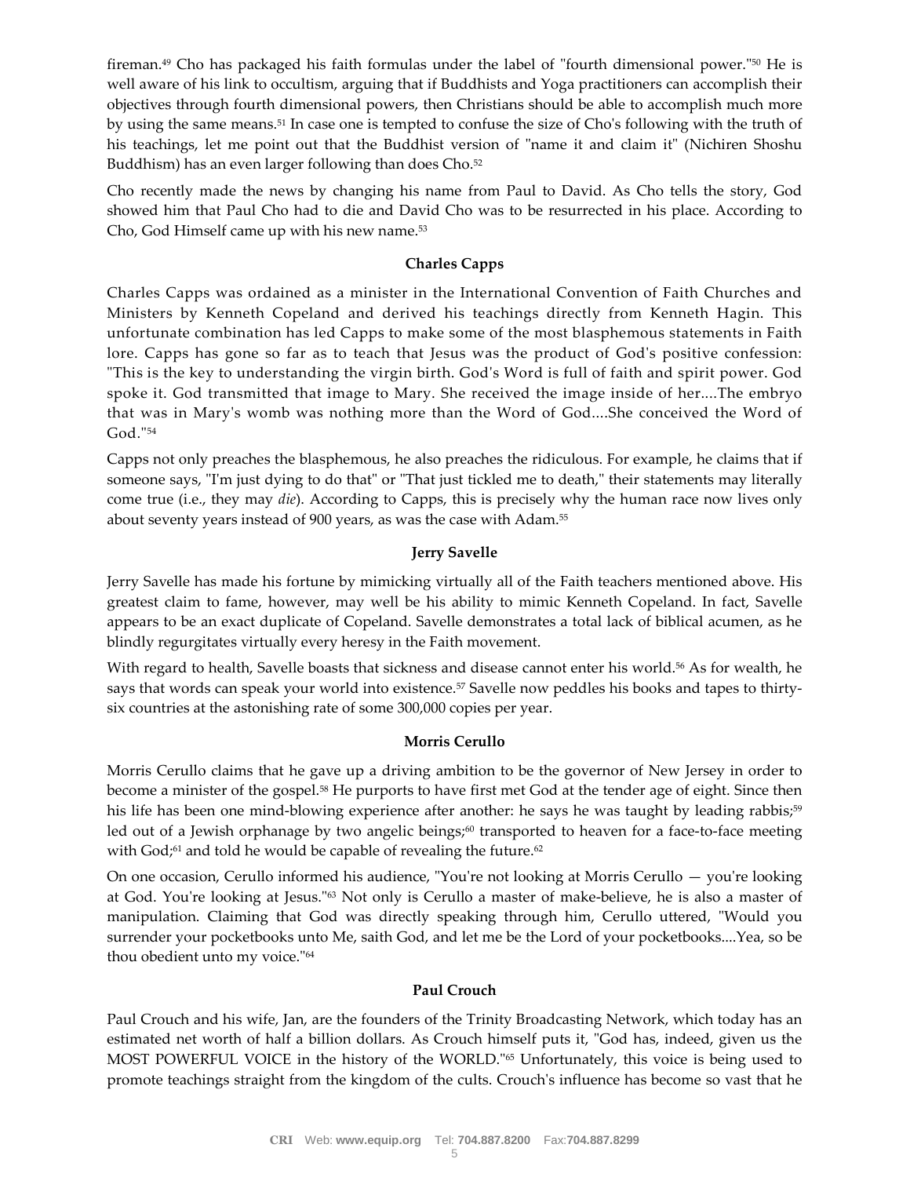fireman.[49] Cho has packaged his faith formulas under the label of "fourth dimensional power."[50] He is well aware of his link to occultism, arguing that if Buddhists and Yoga practitioners can accomplish their objectives through fourth dimensional powers, then Christians should be able to accomplish much more by using the same means.[51] In case one is tempted to confuse the size of Cho's following with the truth of his teachings, let me point out that the Buddhist version of "name it and claim it" (Nichiren Shoshu Buddhism) has an even larger following than does Cho.[52]

Cho recently made the news by changing his name from Paul to David. As Cho tells the story, God showed him that Paul Cho had to die and David Cho was to be resurrected in his place. According to Cho, God Himself came up with his new name.[53]

### Charles Capps

Charles Capps was ordained as a minister in the International Convention of Faith Churches and Ministers by Kenneth Copeland and derived his teachings directly from Kenneth Hagin. This unfortunate combination has led Capps to make some of the most blasphemous statements in Faith lore. Capps has gone so far as to teach that Jesus was the product of God's positive confession: "This is the key to understanding the virgin birth. God's Word is full of faith and spirit power. God spoke it. God transmitted that image to Mary. She received the image inside of her....The embryo that was in Mary's womb was nothing more than the Word of God....She conceived the Word of God."[54]

Capps not only preaches the blasphemous, he also preaches the ridiculous. For example, he claims that if someone says, "I'm just dying to do that" or "That just tickled me to death," their statements may literally come true (i.e., they may *die*). According to Capps, this is precisely why the human race now lives only about seventy years instead of 900 years, as was the case with Adam.[55]

### Jerry Savelle

Jerry Savelle has made his fortune by mimicking virtually all of the Faith teachers mentioned above. His greatest claim to fame, however, may well be his ability to mimic Kenneth Copeland. In fact, Savelle appears to be an exact duplicate of Copeland. Savelle demonstrates a total lack of biblical acumen, as he blindly regurgitates virtually every heresy in the Faith movement.

With regard to health, Savelle boasts that sickness and disease cannot enter his world.[56] As for wealth, he says that words can speak your world into existence.[57] Savelle now peddles his books and tapes to thirty-six countries at the astonishing rate of some 300,000 copies per year.

### Morris Cerullo

Morris Cerullo claims that he gave up a driving ambition to be the governor of New Jersey in order to become a minister of the gospel.[58] He purports to have first met God at the tender age of eight. Since then his life has been one mind-blowing experience after another: he says he was taught by leading rabbis;[59] led out of a Jewish orphanage by two angelic beings;[60] transported to heaven for a face-to-face meeting with God;[61] and told he would be capable of revealing the future.[62]

On one occasion, Cerullo informed his audience, "You're not looking at Morris Cerullo — you're looking at God. You're looking at Jesus."[63] Not only is Cerullo a master of make-believe, he is also a master of manipulation. Claiming that God was directly speaking through him, Cerullo uttered, "Would you surrender your pocketbooks unto Me, saith God, and let me be the Lord of your pocketbooks....Yea, so be thou obedient unto my voice."[64]

### Paul Crouch

Paul Crouch and his wife, Jan, are the founders of the Trinity Broadcasting Network, which today has an estimated net worth of half a billion dollars. As Crouch himself puts it, "God has, indeed, given us the MOST POWERFUL VOICE in the history of the WORLD."[65] Unfortunately, this voice is being used to promote teachings straight from the kingdom of the cults. Crouch's influence has become so vast that he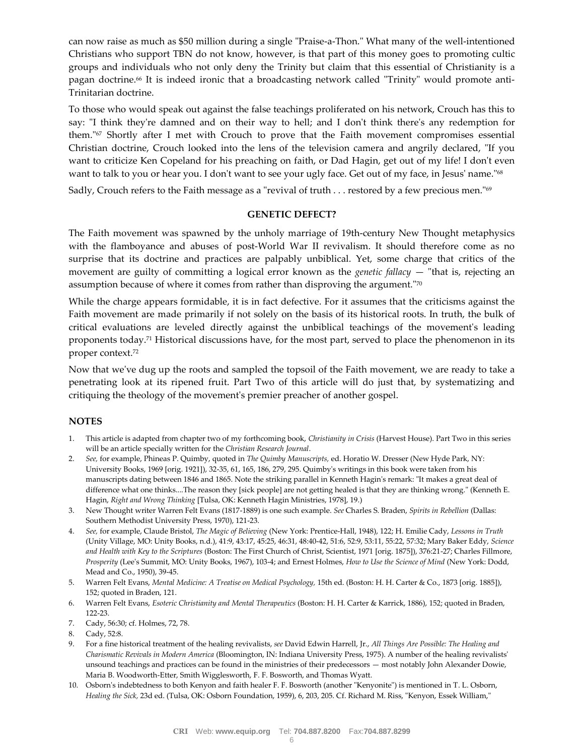can now raise as much as $50 million during a single "Praise-a-Thon." What many of the well-intentioned Christians who support TBN do not know, however, is that part of this money goes to promoting cultic groups and individuals who not only deny the Trinity but claim that this essential of Christianity is a pagan doctrine.[66] It is indeed ironic that a broadcasting network called "Trinity" would promote anti-Trinitarian doctrine.

To those who would speak out against the false teachings proliferated on his network, Crouch has this to say: "I think they're damned and on their way to hell; and I don't think there's any redemption for them."[67] Shortly after I met with Crouch to prove that the Faith movement compromises essential Christian doctrine, Crouch looked into the lens of the television camera and angrily declared, "If you want to criticize Ken Copeland for his preaching on faith, or Dad Hagin, get out of my life! I don't even want to talk to you or hear you. I don't want to see your ugly face. Get out of my face, in Jesus' name."[68]

Sadly, Crouch refers to the Faith message as a "revival of truth . . . restored by a few precious men."[69]

## GENETIC DEFECT?

The Faith movement was spawned by the unholy marriage of 19th-century New Thought metaphysics with the flamboyance and abuses of post-World War II revivalism. It should therefore come as no surprise that its doctrine and practices are palpably unbiblical. Yet, some charge that critics of the movement are guilty of committing a logical error known as the *genetic fallacy* — "that is, rejecting an assumption because of where it comes from rather than disproving the argument."[70]

While the charge appears formidable, it is in fact defective. For it assumes that the criticisms against the Faith movement are made primarily if not solely on the basis of its historical roots. In truth, the bulk of critical evaluations are leveled directly against the unbiblical teachings of the movement's leading proponents today.[71] Historical discussions have, for the most part, served to place the phenomenon in its proper context.[72]

Now that we've dug up the roots and sampled the topsoil of the Faith movement, we are ready to take a penetrating look at its ripened fruit. Part Two of this article will do just that, by systematizing and critiquing the theology of the movement's premier preacher of another gospel.

### NOTES

1. This article is adapted from chapter two of my forthcoming book, *Christianity in Crisis* (Harvest House). Part Two in this series will be an article specially written for the *Christian Research Journal*.
2. *See,* for example, Phineas P. Quimby, quoted in *The Quimby Manuscripts,* ed. Horatio W. Dresser (New Hyde Park, NY: University Books, 1969 [orig. 1921]), 32-35, 61, 165, 186, 279, 295. Quimby's writings in this book were taken from his manuscripts dating between 1846 and 1865. Note the striking parallel in Kenneth Hagin's remark: "It makes a great deal of difference what one thinks....The reason they [sick people] are not getting healed is that they are thinking wrong." (Kenneth E. Hagin, *Right and Wrong Thinking* [Tulsa, OK: Kenneth Hagin Ministries, 1978], 19.)
3. New Thought writer Warren Felt Evans (1817-1889) is one such example. *See* Charles S. Braden, *Spirits in Rebellion* (Dallas: Southern Methodist University Press, 1970), 121-23.
4. *See,* for example, Claude Bristol, *The Magic of Believing* (New York: Prentice-Hall, 1948), 122; H. Emilie Cady, *Lessons in Truth* (Unity Village, MO: Unity Books, n.d.), 41:9, 43:17, 45:25, 46:31, 48:40-42, 51:6, 52:9, 53:11, 55:22, 57:32; Mary Baker Eddy, *Science and Health with Key to the Scriptures* (Boston: The First Church of Christ, Scientist, 1971 [orig. 1875]), 376:21-27; Charles Fillmore, *Prosperity* (Lee's Summit, MO: Unity Books, 1967), 103-4; and Ernest Holmes, *How to Use the Science of Mind* (New York: Dodd, Mead and Co., 1950), 39-45.
5. Warren Felt Evans, *Mental Medicine: A Treatise on Medical Psychology,* 15th ed. (Boston: H. H. Carter & Co., 1873 [orig. 1885]), 152; quoted in Braden, 121.
6. Warren Felt Evans, *Esoteric Christianity and Mental Therapeutics* (Boston: H. H. Carter & Karrick, 1886), 152; quoted in Braden, 122-23.
7. Cady, 56:30; cf. Holmes, 72, 78.
8. Cady, 52:8.
9. For a fine historical treatment of the healing revivalists, *see* David Edwin Harrell, Jr., *All Things Are Possible: The Healing and Charismatic Revivals in Modern America* (Bloomington, IN: Indiana University Press, 1975). A number of the healing revivalists' unsound teachings and practices can be found in the ministries of their predecessors — most notably John Alexander Dowie, Maria B. Woodworth-Etter, Smith Wigglesworth, F. F. Bosworth, and Thomas Wyatt.
10. Osborn's indebtedness to both Kenyon and faith healer F. F. Bosworth (another "Kenyonite") is mentioned in T. L. Osborn, *Healing the Sick,* 23d ed. (Tulsa, OK: Osborn Foundation, 1959), 6, 203, 205. Cf. Richard M. Riss, "Kenyon, Essek William,"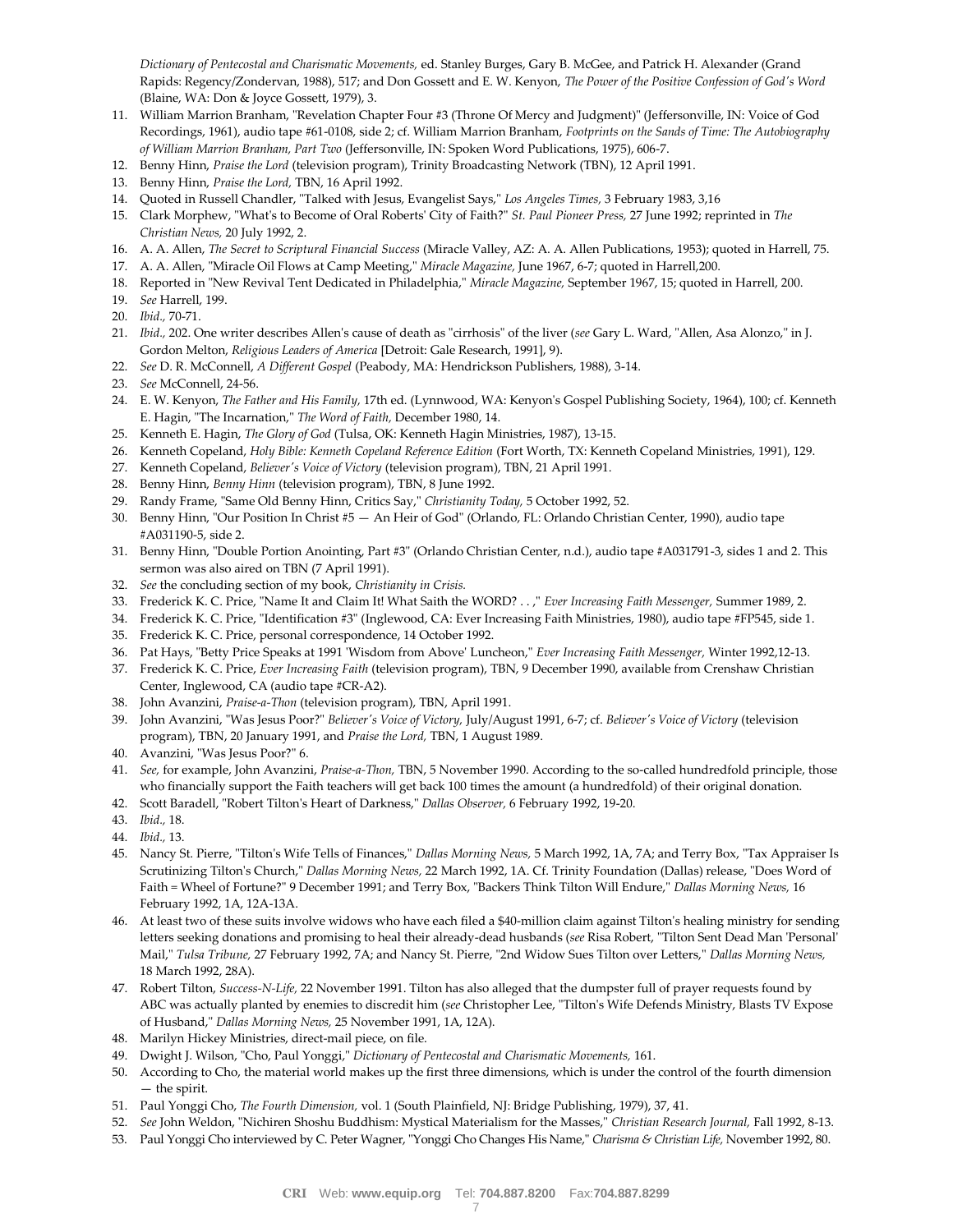*Dictionary of Pentecostal and Charismatic Movements,* ed. Stanley Burges, Gary B. McGee, and Patrick H. Alexander (Grand Rapids: Regency/Zondervan, 1988), 517; and Don Gossett and E. W. Kenyon, *The Power of the Positive Confession of God's Word* (Blaine, WA: Don & Joyce Gossett, 1979), 3.

11. William Marrion Branham, "Revelation Chapter Four #3 (Throne Of Mercy and Judgment)" (Jeffersonville, IN: Voice of God Recordings, 1961), audio tape #61-0108, side 2; cf. William Marrion Branham, *Footprints on the Sands of Time: The Autobiography of William Marrion Branham, Part Two* (Jeffersonville, IN: Spoken Word Publications, 1975), 606-7.
12. Benny Hinn, *Praise the Lord* (television program), Trinity Broadcasting Network (TBN), 12 April 1991.
13. Benny Hinn, *Praise the Lord,* TBN, 16 April 1992.
14. Quoted in Russell Chandler, "Talked with Jesus, Evangelist Says," *Los Angeles Times,* 3 February 1983, 3,16
15. Clark Morphew, "What's to Become of Oral Roberts' City of Faith?" *St. Paul Pioneer Press,* 27 June 1992; reprinted in *The Christian News,* 20 July 1992, 2.
16. A. A. Allen, *The Secret to Scriptural Financial Success* (Miracle Valley, AZ: A. A. Allen Publications, 1953); quoted in Harrell, 75.
17. A. A. Allen, "Miracle Oil Flows at Camp Meeting," *Miracle Magazine,* June 1967, 6-7; quoted in Harrell,200.
18. Reported in "New Revival Tent Dedicated in Philadelphia," *Miracle Magazine,* September 1967, 15; quoted in Harrell, 200.
19. *See* Harrell, 199.
20. *Ibid.,* 70-71.
21. *Ibid.,* 202. One writer describes Allen's cause of death as "cirrhosis" of the liver (*see* Gary L. Ward, "Allen, Asa Alonzo," in J. Gordon Melton, *Religious Leaders of America* [Detroit: Gale Research, 1991], 9).
22. *See* D. R. McConnell, *A Different Gospel* (Peabody, MA: Hendrickson Publishers, 1988), 3-14.
23. *See* McConnell, 24-56.
24. E. W. Kenyon, *The Father and His Family,* 17th ed. (Lynnwood, WA: Kenyon's Gospel Publishing Society, 1964), 100; cf. Kenneth E. Hagin, "The Incarnation," *The Word of Faith,* December 1980, 14.
25. Kenneth E. Hagin, *The Glory of God* (Tulsa, OK: Kenneth Hagin Ministries, 1987), 13-15.
26. Kenneth Copeland, *Holy Bible: Kenneth Copeland Reference Edition* (Fort Worth, TX: Kenneth Copeland Ministries, 1991), 129.
27. Kenneth Copeland, *Believer's Voice of Victory* (television program), TBN, 21 April 1991.
28. Benny Hinn, *Benny Hinn* (television program), TBN, 8 June 1992.
29. Randy Frame, "Same Old Benny Hinn, Critics Say," *Christianity Today,* 5 October 1992, 52.
30. Benny Hinn, "Our Position In Christ #5 — An Heir of God" (Orlando, FL: Orlando Christian Center, 1990), audio tape #A031190-5, side 2.
31. Benny Hinn, "Double Portion Anointing, Part #3" (Orlando Christian Center, n.d.), audio tape #A031791-3, sides 1 and 2. This sermon was also aired on TBN (7 April 1991).
32. *See* the concluding section of my book, *Christianity in Crisis.*
33. Frederick K. C. Price, "Name It and Claim It! What Saith the WORD? . . ," *Ever Increasing Faith Messenger,* Summer 1989, 2.
34. Frederick K. C. Price, "Identification #3" (Inglewood, CA: Ever Increasing Faith Ministries, 1980), audio tape #FP545, side 1.
35. Frederick K. C. Price, personal correspondence, 14 October 1992.
36. Pat Hays, "Betty Price Speaks at 1991 'Wisdom from Above' Luncheon," *Ever Increasing Faith Messenger,* Winter 1992,12-13.
37. Frederick K. C. Price, *Ever Increasing Faith* (television program), TBN, 9 December 1990, available from Crenshaw Christian Center, Inglewood, CA (audio tape #CR-A2).
38. John Avanzini, *Praise-a-Thon* (television program), TBN, April 1991.
39. John Avanzini, "Was Jesus Poor?" *Believer's Voice of Victory,* July/August 1991, 6-7; cf. *Believer's Voice of Victory* (television program), TBN, 20 January 1991, and *Praise the Lord,* TBN, 1 August 1989.
40. Avanzini, "Was Jesus Poor?" 6.
41. *See,* for example, John Avanzini, *Praise-a-Thon,* TBN, 5 November 1990. According to the so-called hundredfold principle, those who financially support the Faith teachers will get back 100 times the amount (a hundredfold) of their original donation.
42. Scott Baradell, "Robert Tilton's Heart of Darkness," *Dallas Observer,* 6 February 1992, 19-20.
43. *Ibid.,* 18.
44. *Ibid.,* 13.
45. Nancy St. Pierre, "Tilton's Wife Tells of Finances," *Dallas Morning News,* 5 March 1992, 1A, 7A; and Terry Box, "Tax Appraiser Is Scrutinizing Tilton's Church," *Dallas Morning News,* 22 March 1992, 1A. Cf. Trinity Foundation (Dallas) release, "Does Word of Faith = Wheel of Fortune?" 9 December 1991; and Terry Box, "Backers Think Tilton Will Endure," *Dallas Morning News,* 16 February 1992, 1A, 12A-13A.
46. At least two of these suits involve widows who have each filed a $40-million claim against Tilton's healing ministry for sending letters seeking donations and promising to heal their already-dead husbands (*see* Risa Robert, "Tilton Sent Dead Man 'Personal' Mail," *Tulsa Tribune,* 27 February 1992, 7A; and Nancy St. Pierre, "2nd Widow Sues Tilton over Letters," *Dallas Morning News,* 18 March 1992, 28A).
47. Robert Tilton, *Success-N-Life,* 22 November 1991. Tilton has also alleged that the dumpster full of prayer requests found by ABC was actually planted by enemies to discredit him (*see* Christopher Lee, "Tilton's Wife Defends Ministry, Blasts TV Expose of Husband," *Dallas Morning News,* 25 November 1991, 1A, 12A).
48. Marilyn Hickey Ministries, direct-mail piece, on file.
49. Dwight J. Wilson, "Cho, Paul Yonggi," *Dictionary of Pentecostal and Charismatic Movements,* 161.
50. According to Cho, the material world makes up the first three dimensions, which is under the control of the fourth dimension — the spirit.
51. Paul Yonggi Cho, *The Fourth Dimension,* vol. 1 (South Plainfield, NJ: Bridge Publishing, 1979), 37, 41.
52. *See* John Weldon, "Nichiren Shoshu Buddhism: Mystical Materialism for the Masses," *Christian Research Journal,* Fall 1992, 8-13.
53. Paul Yonggi Cho interviewed by C. Peter Wagner, "Yonggi Cho Changes His Name," *Charisma & Christian Life,* November 1992, 80.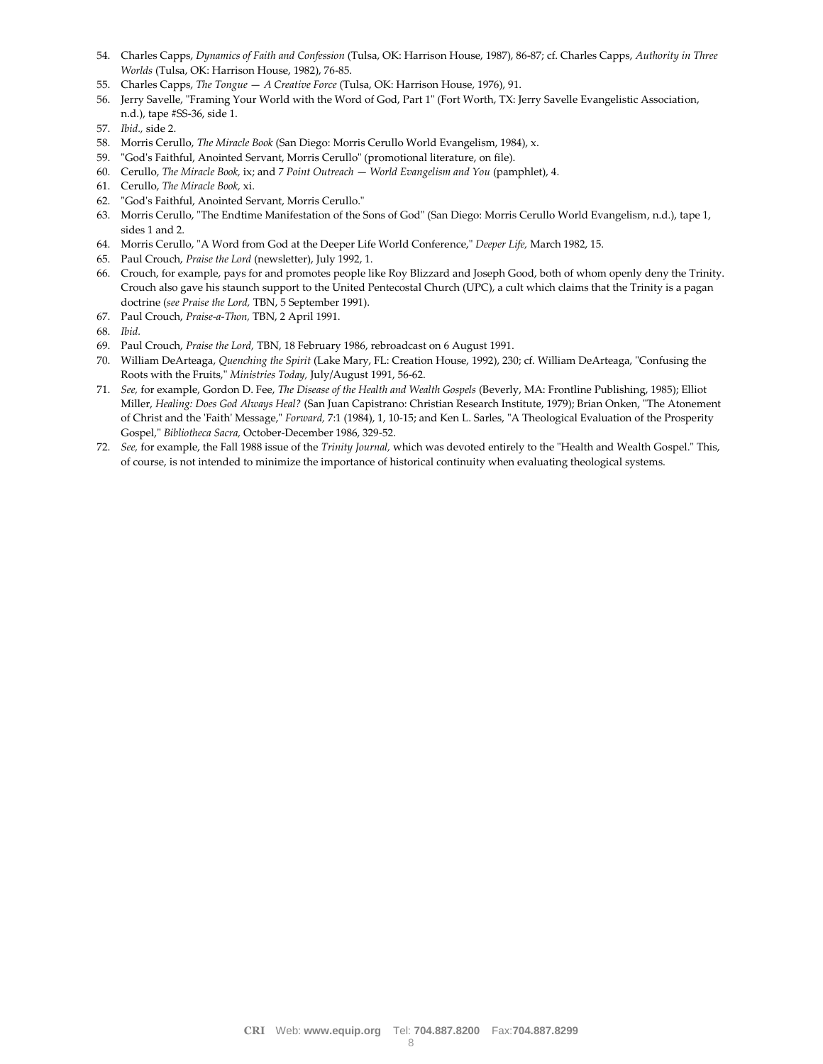54. Charles Capps, *Dynamics of Faith and Confession* (Tulsa, OK: Harrison House, 1987), 86-87; cf. Charles Capps, *Authority in Three Worlds* (Tulsa, OK: Harrison House, 1982), 76-85.
55. Charles Capps, *The Tongue — A Creative Force* (Tulsa, OK: Harrison House, 1976), 91.
56. Jerry Savelle, "Framing Your World with the Word of God, Part 1" (Fort Worth, TX: Jerry Savelle Evangelistic Association, n.d.), tape #SS-36, side 1.
57. *Ibid.,* side 2.
58. Morris Cerullo, *The Miracle Book* (San Diego: Morris Cerullo World Evangelism, 1984), x.
59. "God's Faithful, Anointed Servant, Morris Cerullo" (promotional literature, on file).
60. Cerullo, *The Miracle Book,* ix; and *7 Point Outreach — World Evangelism and You* (pamphlet), 4.
61. Cerullo, *The Miracle Book,* xi.
62. "God's Faithful, Anointed Servant, Morris Cerullo."
63. Morris Cerullo, "The Endtime Manifestation of the Sons of God" (San Diego: Morris Cerullo World Evangelism, n.d.), tape 1, sides 1 and 2.
64. Morris Cerullo, "A Word from God at the Deeper Life World Conference," *Deeper Life,* March 1982, 15.
65. Paul Crouch, *Praise the Lord* (newsletter), July 1992, 1.
66. Crouch, for example, pays for and promotes people like Roy Blizzard and Joseph Good, both of whom openly deny the Trinity. Crouch also gave his staunch support to the United Pentecostal Church (UPC), a cult which claims that the Trinity is a pagan doctrine (*see Praise the Lord,* TBN, 5 September 1991).
67. Paul Crouch, *Praise-a-Thon,* TBN, 2 April 1991.
68. *Ibid.*
69. Paul Crouch, *Praise the Lord,* TBN, 18 February 1986, rebroadcast on 6 August 1991.
70. William DeArteaga, *Quenching the Spirit* (Lake Mary, FL: Creation House, 1992), 230; cf. William DeArteaga, "Confusing the Roots with the Fruits," *Ministries Today,* July/August 1991, 56-62.
71. *See,* for example, Gordon D. Fee, *The Disease of the Health and Wealth Gospels* (Beverly, MA: Frontline Publishing, 1985); Elliot Miller, *Healing: Does God Always Heal?* (San Juan Capistrano: Christian Research Institute, 1979); Brian Onken, "The Atonement of Christ and the 'Faith' Message," *Forward,* 7:1 (1984), 1, 10-15; and Ken L. Sarles, "A Theological Evaluation of the Prosperity Gospel," *Bibliotheca Sacra,* October-December 1986, 329-52.
72. *See,* for example, the Fall 1988 issue of the *Trinity Journal,* which was devoted entirely to the "Health and Wealth Gospel." This, of course, is not intended to minimize the importance of historical continuity when evaluating theological systems.